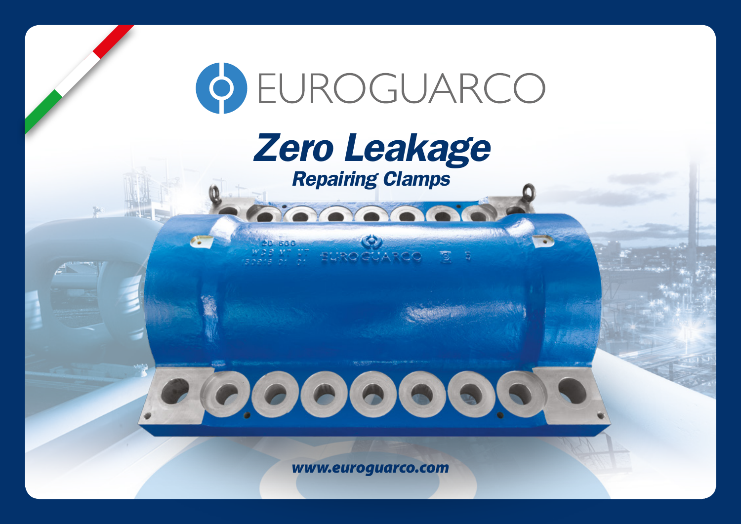# EUROGUARCO

## *Zero Leakage*

### *Repairing Clamps*

*www.euroguarco.com*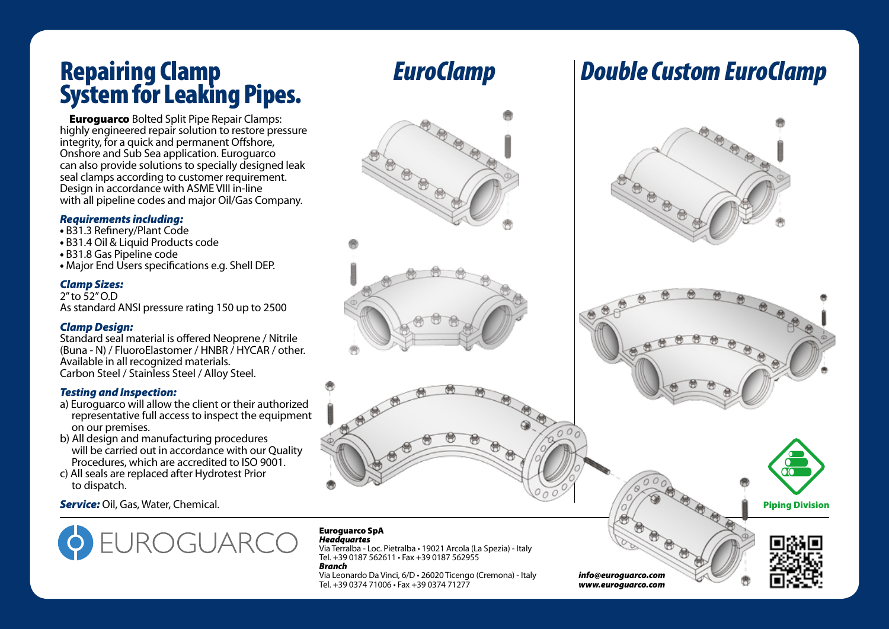# Repairing Clamp System for Leaking Pipes.

**Euroguarco** Bolted Split Pipe Repair Clamps: highly engineered repair solution to restore pressure integrity, for a quick and permanent Offshore, Onshore and Sub Sea application. Euroguarco can also provide solutions to specially designed leak seal clamps according to customer requirement. Design in accordance with ASME VIII in-line with all pipeline codes and major Oil/Gas Company.

***Requirements including:***

- B31.3 Refinery/Plant Code
- B31.4 Oil & Liquid Products code
- B31.8 Gas Pipeline code
- Major End Users specifications e.g. Shell DEP.

***Clamp Sizes:***

2" to 52" O.D
As standard ANSI pressure rating 150 up to 2500

***Clamp Design:***

Standard seal material is offered Neoprene / Nitrile (Buna - N) / FluoroElastomer / HNBR / HYCAR / other.
Available in all recognized materials.
Carbon Steel / Stainless Steel / Alloy Steel.

***Testing and Inspection:***

a) Euroguarco will allow the client or their authorized representative full access to inspect the equipment on our premises.
b) All design and manufacturing procedures will be carried out in accordance with our Quality Procedures, which are accredited to ISO 9001.
c) All seals are replaced after Hydrotest Prior to dispatch.

***Service:*** Oil, Gas, Water, Chemical.

## *EuroClamp*

## *Double Custom EuroClamp*

**Piping Division**

EUROGUARCO

**Euroguarco SpA**
***Headquartes***
Via Terralba - Loc. Pietralba • 19021 Arcola (La Spezia) - Italy
Tel. +39 0187 562611 • Fax +39 0187 562955
***Branch***
Via Leonardo Da Vinci, 6/D • 26020 Ticengo (Cremona) - Italy
Tel. +39 0374 71006 • Fax +39 0374 71277

***info@euroguarco.com***
***www.euroguarco.com***